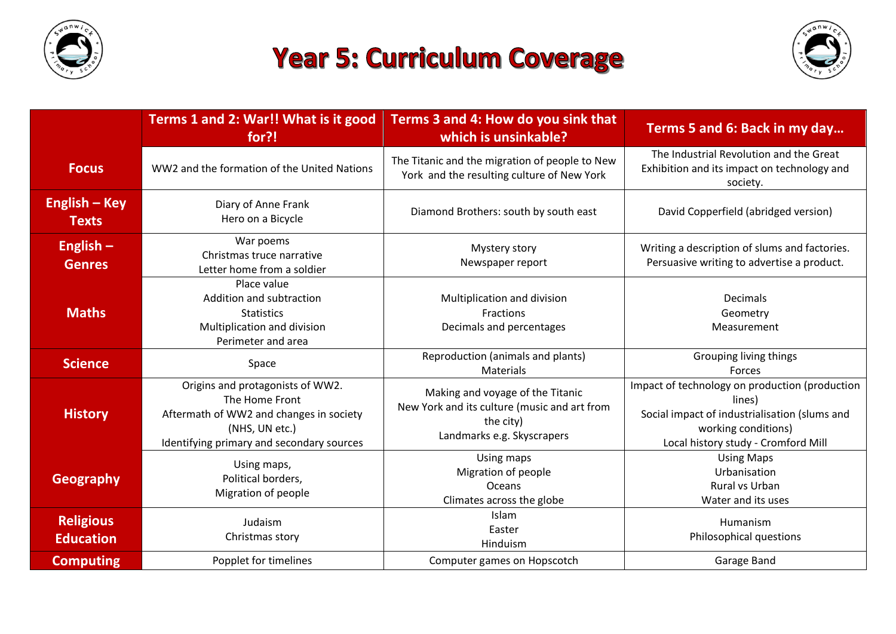# Year 5: Curriculum Coverage

| | Terms 1 and 2: War!! What is it good for?! | Terms 3 and 4: How do you sink that which is unsinkable? | Terms 5 and 6: Back in my day… |
|---|---|---|---|
| **Focus** | WW2 and the formation of the United Nations | The Titanic and the migration of people to New York and the resulting culture of New York | The Industrial Revolution and the Great Exhibition and its impact on technology and society. |
| **English – Key Texts** | Diary of Anne Frank<br>Hero on a Bicycle | Diamond Brothers: south by south east | David Copperfield (abridged version) |
| **English – Genres** | War poems<br>Christmas truce narrative<br>Letter home from a soldier | Mystery story<br>Newspaper report | Writing a description of slums and factories.<br>Persuasive writing to advertise a product. |
| **Maths** | Place value<br>Addition and subtraction<br>Statistics<br>Multiplication and division<br>Perimeter and area | Multiplication and division<br>Fractions<br>Decimals and percentages | Decimals<br>Geometry<br>Measurement |
| **Science** | Space | Reproduction (animals and plants)<br>Materials | Grouping living things<br>Forces |
| **History** | Origins and protagonists of WW2.<br>The Home Front<br>Aftermath of WW2 and changes in society (NHS, UN etc.)<br>Identifying primary and secondary sources | Making and voyage of the Titanic<br>New York and its culture (music and art from the city)<br>Landmarks e.g. Skyscrapers | Impact of technology on production (production lines)<br>Social impact of industrialisation (slums and working conditions)<br>Local history study - Cromford Mill |
| **Geography** | Using maps,<br>Political borders,<br>Migration of people | Using maps<br>Migration of people<br>Oceans<br>Climates across the globe | Using Maps<br>Urbanisation<br>Rural vs Urban<br>Water and its uses |
| **Religious Education** | Judaism<br>Christmas story | Islam<br>Easter<br>Hinduism | Humanism<br>Philosophical questions |
| **Computing** | Popplet for timelines | Computer games on Hopscotch | Garage Band |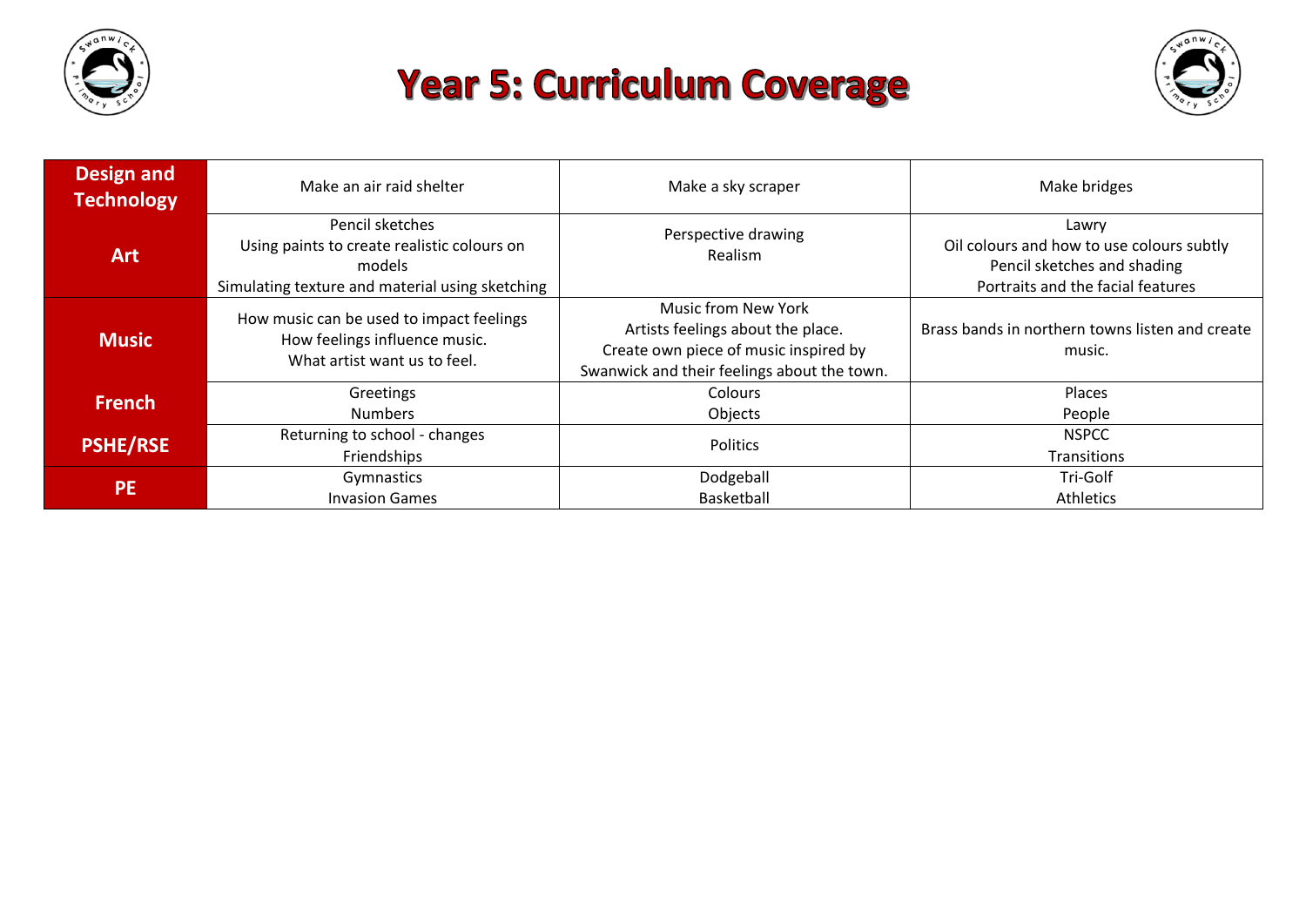# Year 5: Curriculum Coverage

| | | | |
|---|---|---|---|
| **Design and Technology** | Make an air raid shelter | Make a sky scraper | Make bridges |
| **Art** | Pencil sketches<br>Using paints to create realistic colours on models<br>Simulating texture and material using sketching | Perspective drawing<br>Realism | Lawry<br>Oil colours and how to use colours subtly<br>Pencil sketches and shading<br>Portraits and the facial features |
| **Music** | How music can be used to impact feelings<br>How feelings influence music.<br>What artist want us to feel. | Music from New York<br>Artists feelings about the place.<br>Create own piece of music inspired by Swanwick and their feelings about the town. | Brass bands in northern towns listen and create music. |
| **French** | Greetings<br>Numbers | Colours<br>Objects | Places<br>People |
| **PSHE/RSE** | Returning to school - changes<br>Friendships | Politics | NSPCC<br>Transitions |
| **PE** | Gymnastics<br>Invasion Games | Dodgeball<br>Basketball | Tri-Golf<br>Athletics |